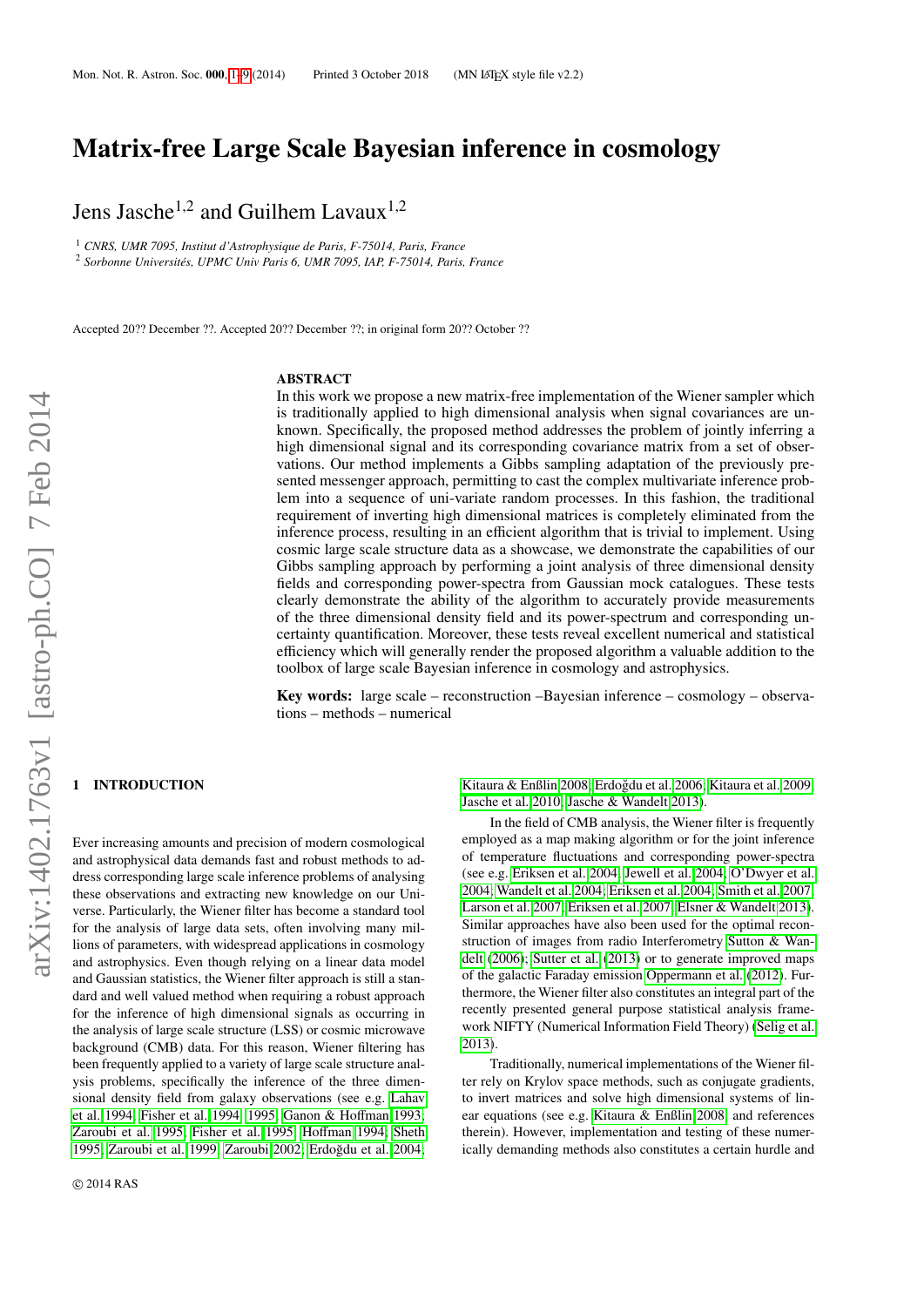# Matrix-free Large Scale Bayesian inference in cosmology

Jens Jasche[1,2] and Guilhem Lavaux[1,2]

[1] *CNRS, UMR 7095, Institut d'Astrophysique de Paris, F-75014, Paris, France*
[2] *Sorbonne Universités, UPMC Univ Paris 6, UMR 7095, IAP, F-75014, Paris, France*

Accepted 20?? December ??. Accepted 20?? December ??; in original form 20?? October ??

## ABSTRACT

In this work we propose a new matrix-free implementation of the Wiener sampler which is traditionally applied to high dimensional analysis when signal covariances are unknown. Specifically, the proposed method addresses the problem of jointly inferring a high dimensional signal and its corresponding covariance matrix from a set of observations. Our method implements a Gibbs sampling adaptation of the previously presented messenger approach, permitting to cast the complex multivariate inference problem into a sequence of uni-variate random processes. In this fashion, the traditional requirement of inverting high dimensional matrices is completely eliminated from the inference process, resulting in an efficient algorithm that is trivial to implement. Using cosmic large scale structure data as a showcase, we demonstrate the capabilities of our Gibbs sampling approach by performing a joint analysis of three dimensional density fields and corresponding power-spectra from Gaussian mock catalogues. These tests clearly demonstrate the ability of the algorithm to accurately provide measurements of the three dimensional density field and its power-spectrum and corresponding uncertainty quantification. Moreover, these tests reveal excellent numerical and statistical efficiency which will generally render the proposed algorithm a valuable addition to the toolbox of large scale Bayesian inference in cosmology and astrophysics.

**Key words:** large scale – reconstruction –Bayesian inference – cosmology – observations – methods – numerical

## 1 INTRODUCTION

Ever increasing amounts and precision of modern cosmological and astrophysical data demands fast and robust methods to address corresponding large scale inference problems of analysing these observations and extracting new knowledge on our Universe. Particularly, the Wiener filter has become a standard tool for the analysis of large data sets, often involving many millions of parameters, with widespread applications in cosmology and astrophysics. Even though relying on a linear data model and Gaussian statistics, the Wiener filter approach is still a standard and well valued method when requiring a robust approach for the inference of high dimensional signals as occurring in the analysis of large scale structure (LSS) or cosmic microwave background (CMB) data. For this reason, Wiener filtering has been frequently applied to a variety of large scale structure analysis problems, specifically the inference of the three dimensional density field from galaxy observations (see e.g. Lahav et al. 1994; Fisher et al. 1994, 1995; Ganon & Hoffman 1993; Zaroubi et al. 1995; Fisher et al. 1995; Hoffman 1994; Sheth 1995; Zaroubi et al. 1999; Zaroubi 2002; Erdoğdu et al. 2004; Kitaura & Enßlin 2008; Erdoğdu et al. 2006; Kitaura et al. 2009; Jasche et al. 2010; Jasche & Wandelt 2013).

In the field of CMB analysis, the Wiener filter is frequently employed as a map making algorithm or for the joint inference of temperature fluctuations and corresponding power-spectra (see e.g. Eriksen et al. 2004; Jewell et al. 2004; O'Dwyer et al. 2004; Wandelt et al. 2004; Eriksen et al. 2004; Smith et al. 2007; Larson et al. 2007; Eriksen et al. 2007; Elsner & Wandelt 2013). Similar approaches have also been used for the optimal reconstruction of images from radio Interferometry Sutton & Wandelt (2006); Sutter et al. (2013) or to generate improved maps of the galactic Faraday emission Oppermann et al. (2012). Furthermore, the Wiener filter also constitutes an integral part of the recently presented general purpose statistical analysis framework NIFTY (Numerical Information Field Theory) (Selig et al. 2013).

Traditionally, numerical implementations of the Wiener filter rely on Krylov space methods, such as conjugate gradients, to invert matrices and solve high dimensional systems of linear equations (see e.g. Kitaura & Enßlin 2008, and references therein). However, implementation and testing of these numerically demanding methods also constitutes a certain hurdle and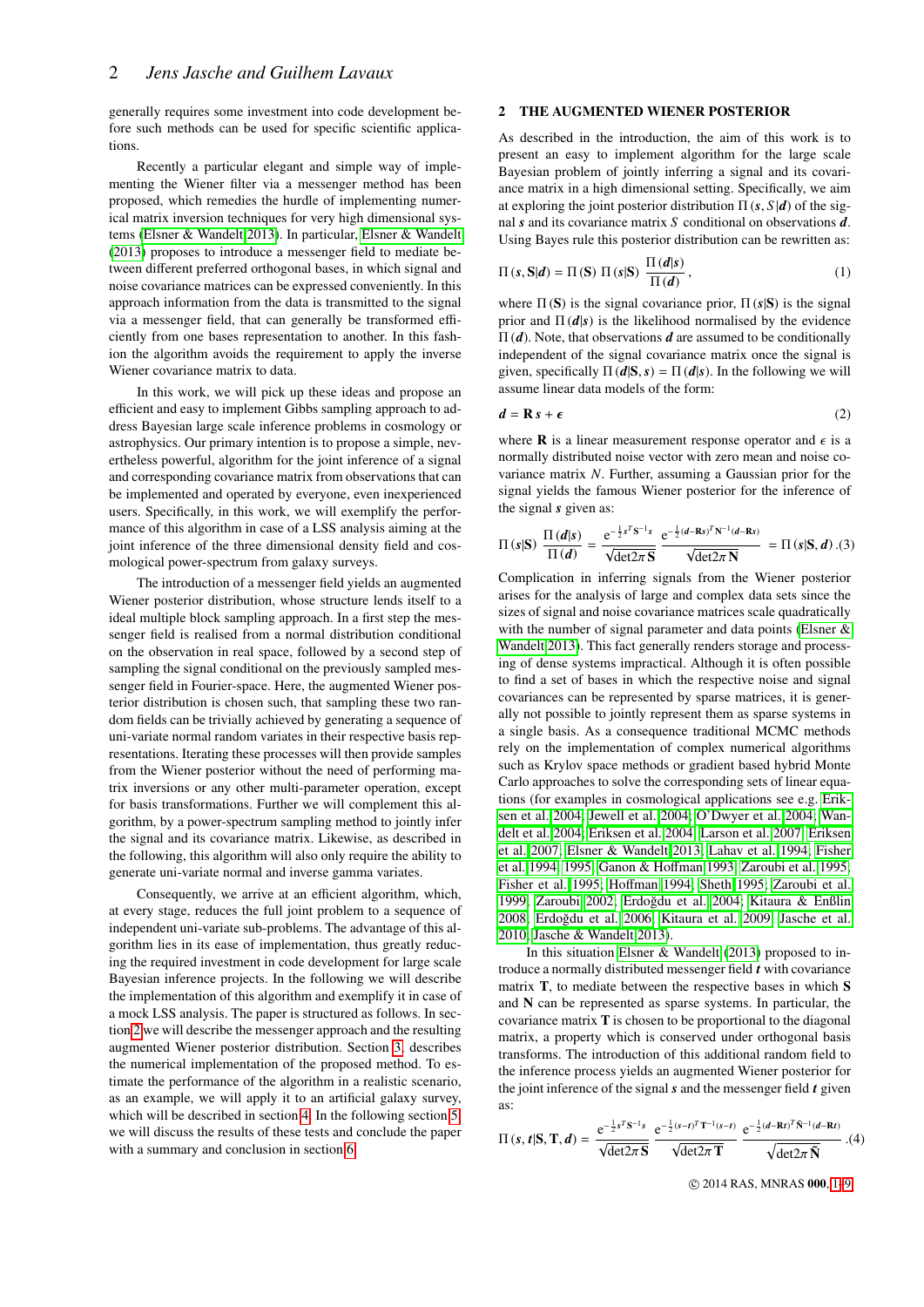generally requires some investment into code development before such methods can be used for specific scientific applications.

Recently a particular elegant and simple way of implementing the Wiener filter via a messenger method has been proposed, which remedies the hurdle of implementing numerical matrix inversion techniques for very high dimensional systems (Elsner & Wandelt 2013). In particular, Elsner & Wandelt (2013) proposes to introduce a messenger field to mediate between different preferred orthogonal bases, in which signal and noise covariance matrices can be expressed conveniently. In this approach information from the data is transmitted to the signal via a messenger field, that can generally be transformed efficiently from one bases representation to another. In this fashion the algorithm avoids the requirement to apply the inverse Wiener covariance matrix to data.

In this work, we will pick up these ideas and propose an efficient and easy to implement Gibbs sampling approach to address Bayesian large scale inference problems in cosmology or astrophysics. Our primary intention is to propose a simple, nevertheless powerful, algorithm for the joint inference of a signal and corresponding covariance matrix from observations that can be implemented and operated by everyone, even inexperienced users. Specifically, in this work, we will exemplify the performance of this algorithm in case of a LSS analysis aiming at the joint inference of the three dimensional density field and cosmological power-spectrum from galaxy surveys.

The introduction of a messenger field yields an augmented Wiener posterior distribution, whose structure lends itself to a ideal multiple block sampling approach. In a first step the messenger field is realised from a normal distribution conditional on the observation in real space, followed by a second step of sampling the signal conditional on the previously sampled messenger field in Fourier-space. Here, the augmented Wiener posterior distribution is chosen such, that sampling these two random fields can be trivially achieved by generating a sequence of uni-variate normal random variates in their respective basis representations. Iterating these processes will then provide samples from the Wiener posterior without the need of performing matrix inversions or any other multi-parameter operation, except for basis transformations. Further we will complement this algorithm, by a power-spectrum sampling method to jointly infer the signal and its covariance matrix. Likewise, as described in the following, this algorithm will also only require the ability to generate uni-variate normal and inverse gamma variates.

Consequently, we arrive at an efficient algorithm, which, at every stage, reduces the full joint problem to a sequence of independent uni-variate sub-problems. The advantage of this algorithm lies in its ease of implementation, thus greatly reducing the required investment in code development for large scale Bayesian inference projects. In the following we will describe the implementation of this algorithm and exemplify it in case of a mock LSS analysis. The paper is structured as follows. In section 2 we will describe the messenger approach and the resulting augmented Wiener posterior distribution. Section 3, describes the numerical implementation of the proposed method. To estimate the performance of the algorithm in a realistic scenario, as an example, we will apply it to an artificial galaxy survey, which will be described in section 4. In the following section 5 we will discuss the results of these tests and conclude the paper with a summary and conclusion in section 6.

## 2 THE AUGMENTED WIENER POSTERIOR

As described in the introduction, the aim of this work is to present an easy to implement algorithm for the large scale Bayesian problem of jointly inferring a signal and its covariance matrix in a high dimensional setting. Specifically, we aim at exploring the joint posterior distribution $\Pi(\boldsymbol{s}, S|\boldsymbol{d})$ of the signal $\boldsymbol{s}$ and its covariance matrix $S$ conditional on observations $\boldsymbol{d}$. Using Bayes rule this posterior distribution can be rewritten as:

$$\Pi(\boldsymbol{s}, \mathbf{S}|\boldsymbol{d}) = \Pi(\mathbf{S})\ \Pi(\boldsymbol{s}|\mathbf{S})\ \frac{\Pi(\boldsymbol{d}|\boldsymbol{s})}{\Pi(\boldsymbol{d})}\,, \tag{1}$$

where $\Pi(\mathbf{S})$ is the signal covariance prior, $\Pi(\boldsymbol{s}|\mathbf{S})$ is the signal prior and $\Pi(\boldsymbol{d}|\boldsymbol{s})$ is the likelihood normalised by the evidence $\Pi(\boldsymbol{d})$. Note, that observations $\boldsymbol{d}$ are assumed to be conditionally independent of the signal covariance matrix once the signal is given, specifically $\Pi(\boldsymbol{d}|\mathbf{S}, \boldsymbol{s}) = \Pi(\boldsymbol{d}|\boldsymbol{s})$. In the following we will assume linear data models of the form:

$$\boldsymbol{d} = \mathbf{R}\,\boldsymbol{s} + \boldsymbol{\epsilon} \tag{2}$$

where $\mathbf{R}$ is a linear measurement response operator and $\epsilon$ is a normally distributed noise vector with zero mean and noise covariance matrix $N$. Further, assuming a Gaussian prior for the signal yields the famous Wiener posterior for the inference of the signal $\boldsymbol{s}$ given as:

$$\Pi(\boldsymbol{s}|\mathbf{S})\ \frac{\Pi(\boldsymbol{d}|\boldsymbol{s})}{\Pi(\boldsymbol{d})} = \frac{\mathrm{e}^{-\frac{1}{2}\boldsymbol{s}^T\mathbf{S}^{-1}\boldsymbol{s}}}{\sqrt{\det 2\pi\,\mathbf{S}}}\ \frac{\mathrm{e}^{-\frac{1}{2}(\boldsymbol{d}-\mathbf{R}\boldsymbol{s})^T\mathbf{N}^{-1}(\boldsymbol{d}-\mathbf{R}\boldsymbol{s})}}{\sqrt{\det 2\pi\,\mathbf{N}}} = \Pi(\boldsymbol{s}|\mathbf{S}, \boldsymbol{d})\,. \tag{3}$$

Complication in inferring signals from the Wiener posterior arises for the analysis of large and complex data sets since the sizes of signal and noise covariance matrices scale quadratically with the number of signal parameter and data points (Elsner & Wandelt 2013). This fact generally renders storage and processing of dense systems impractical. Although it is often possible to find a set of bases in which the respective noise and signal covariances can be represented by sparse matrices, it is generally not possible to jointly represent them as sparse systems in a single basis. As a consequence traditional MCMC methods rely on the implementation of complex numerical algorithms such as Krylov space methods or gradient based hybrid Monte Carlo approaches to solve the corresponding sets of linear equations (for examples in cosmological applications see e.g. Eriksen et al. 2004; Jewell et al. 2004; O'Dwyer et al. 2004; Wandelt et al. 2004; Eriksen et al. 2004; Larson et al. 2007; Eriksen et al. 2007; Elsner & Wandelt 2013; Lahav et al. 1994; Fisher et al. 1994, 1995; Ganon & Hoffman 1993; Zaroubi et al. 1995; Fisher et al. 1995; Hoffman 1994; Sheth 1995; Zaroubi et al. 1999; Zaroubi 2002; Erdoğdu et al. 2004; Kitaura & Enßlin 2008; Erdoğdu et al. 2006; Kitaura et al. 2009; Jasche et al. 2010; Jasche & Wandelt 2013).

In this situation Elsner & Wandelt (2013) proposed to introduce a normally distributed messenger field $\boldsymbol{t}$ with covariance matrix $\mathbf{T}$, to mediate between the respective bases in which $\mathbf{S}$ and $\mathbf{N}$ can be represented as sparse systems. In particular, the covariance matrix $\mathbf{T}$ is chosen to be proportional to the diagonal matrix, a property which is conserved under orthogonal basis transforms. The introduction of this additional random field to the inference process yields an augmented Wiener posterior for the joint inference of the signal $\boldsymbol{s}$ and the messenger field $\boldsymbol{t}$ given as:

$$\Pi(\boldsymbol{s}, \boldsymbol{t}|\mathbf{S}, \mathbf{T}, \boldsymbol{d}) = \frac{\mathrm{e}^{-\frac{1}{2}\boldsymbol{s}^T\mathbf{S}^{-1}\boldsymbol{s}}}{\sqrt{\det 2\pi\,\mathbf{S}}}\ \frac{\mathrm{e}^{-\frac{1}{2}(\boldsymbol{s}-\boldsymbol{t})^T\mathbf{T}^{-1}(\boldsymbol{s}-\boldsymbol{t})}}{\sqrt{\det 2\pi\,\mathbf{T}}}\ \frac{\mathrm{e}^{-\frac{1}{2}(\boldsymbol{d}-\mathbf{R}\boldsymbol{t})^T\bar{\mathbf{N}}^{-1}(\boldsymbol{d}-\mathbf{R}\boldsymbol{t})}}{\sqrt{\det 2\pi\,\bar{\mathbf{N}}}}\,. \tag{4}$$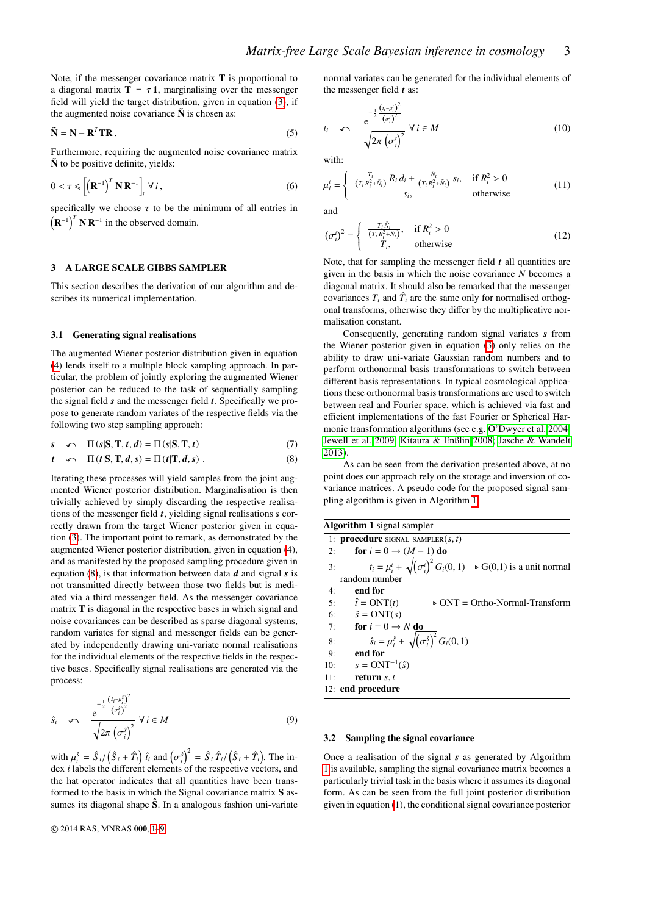Note, if the messenger covariance matrix $\mathbf{T}$ is proportional to a diagonal matrix $\mathbf{T} = \tau \mathbf{1}$, marginalising over the messenger field will yield the target distribution, given in equation (3), if the augmented noise covariance $\tilde{\mathbf{N}}$ is chosen as:

$$\tilde{\mathbf{N}} = \mathbf{N} - \mathbf{R}^T \mathbf{T} \mathbf{R} \,. \tag{5}$$

Furthermore, requiring the augmented noise covariance matrix $\tilde{\mathbf{N}}$ to be positive definite, yields:

$$0 < \tau \leqslant \left[ \left(\mathbf{R}^{-1}\right)^T \mathbf{N} \, \mathbf{R}^{-1} \right]_i \; \forall \, i \,, \tag{6}$$

specifically we choose $\tau$ to be the minimum of all entries in $\left(\mathbf{R}^{-1}\right)^T \mathbf{N} \, \mathbf{R}^{-1}$ in the observed domain.

## 3 A LARGE SCALE GIBBS SAMPLER

This section describes the derivation of our algorithm and describes its numerical implementation.

### 3.1 Generating signal realisations

The augmented Wiener posterior distribution given in equation (4) lends itself to a multiple block sampling approach. In particular, the problem of jointly exploring the augmented Wiener posterior can be reduced to the task of sequentially sampling the signal field $\boldsymbol{s}$ and the messenger field $\boldsymbol{t}$. Specifically we propose to generate random variates of the respective fields via the following two step sampling approach:

$$\boldsymbol{s} \curvearrowleft \Pi(\boldsymbol{s}|\mathbf{S}, \mathbf{T}, \boldsymbol{t}, \boldsymbol{d}) = \Pi(\boldsymbol{s}|\mathbf{S}, \mathbf{T}, \boldsymbol{t}) \tag{7}$$

$$\boldsymbol{t} \curvearrowleft \Pi(\boldsymbol{t}|\mathbf{S}, \mathbf{T}, \boldsymbol{d}, \boldsymbol{s}) = \Pi(\boldsymbol{t}|\mathbf{T}, \boldsymbol{d}, \boldsymbol{s}) \,. \tag{8}$$

Iterating these processes will yield samples from the joint augmented Wiener posterior distribution. Marginalisation is then trivially achieved by simply discarding the respective realisations of the messenger field $\boldsymbol{t}$, yielding signal realisations $\boldsymbol{s}$ correctly drawn from the target Wiener posterior given in equation (3). The important point to remark, as demonstrated by the augmented Wiener posterior distribution, given in equation (4), and as manifested by the proposed sampling procedure given in equation (8), is that information between data $\boldsymbol{d}$ and signal $\boldsymbol{s}$ is not transmitted directly between those two fields but is mediated via a third messenger field. As the messenger covariance matrix $\mathbf{T}$ is diagonal in the respective bases in which signal and noise covariances can be described as sparse diagonal systems, random variates for signal and messenger fields can be generated by independently drawing uni-variate normal realisations for the individual elements of the respective fields in the respective bases. Specifically signal realisations are generated via the process:

$$\hat{s}_i \curvearrowleft \frac{e^{-\frac{1}{2}\frac{\left(\hat{s}_i - \mu_i^{\hat{s}}\right)^2}{\left(\sigma_i^{\hat{s}}\right)^2}}}{\sqrt{2\pi\left(\sigma_i^{\hat{s}}\right)^2}} \; \forall \, i \in M \tag{9}$$

with $\mu_i^{\hat{s}} = \hat{S}_i / \left(\hat{S}_i + \hat{T}_i\right) \hat{t}_i$ and $\left(\sigma_i^{\hat{s}}\right)^2 = \hat{S}_i \hat{T}_i / \left(\hat{S}_i + \hat{T}_i\right)$. The index $i$ labels the different elements of the respective vectors, and the hat operator indicates that all quantities have been transformed to the basis in which the Signal covariance matrix $\mathbf{S}$ assumes its diagonal shape $\hat{\mathbf{S}}$. In a analogous fashion uni-variate normal variates can be generated for the individual elements of the messenger field $\boldsymbol{t}$ as:

$$t_i \curvearrowleft \frac{e^{-\frac{1}{2}\frac{\left(t_i - \mu_i^t\right)^2}{\left(\sigma_i^t\right)^2}}}{\sqrt{2\pi\left(\sigma_i^t\right)^2}} \; \forall \, i \in M \tag{10}$$

with:

$$\mu_i^t = \begin{cases} \frac{T_i}{\left(T_i R_i^2 + \tilde{N}_i\right)} R_i \, d_i + \frac{\tilde{N}_i}{\left(T_i R_i^2 + \tilde{N}_i\right)} s_i, & \text{if } R_i^2 > 0 \\ s_i, & \text{otherwise} \end{cases} \tag{11}$$

and

$$\left(\sigma_i^t\right)^2 = \begin{cases} \frac{T_i \tilde{N}_i}{\left(T_i R_i^2 + \tilde{N}_i\right)}, & \text{if } R_i^2 > 0 \\ T_i, & \text{otherwise} \end{cases} \tag{12}$$

Note, that for sampling the messenger field $\boldsymbol{t}$ all quantities are given in the basis in which the noise covariance $N$ becomes a diagonal matrix. It should also be remarked that the messenger covariances $T_i$ and $\hat{T}_i$ are the same only for normalised orthogonal transforms, otherwise they differ by the multiplicative normalisation constant.

Consequently, generating random signal variates $\boldsymbol{s}$ from the Wiener posterior given in equation (3) only relies on the ability to draw uni-variate Gaussian random numbers and to perform orthonormal basis transformations to switch between different basis representations. In typical cosmological applications these orthonormal basis transformations are used to switch between real and Fourier space, which is achieved via fast and efficient implementations of the fast Fourier or Spherical Harmonic transformation algorithms (see e.g. O'Dwyer et al. 2004; Jewell et al. 2009; Kitaura & Enßlin 2008; Jasche & Wandelt 2013).

As can be seen from the derivation presented above, at no point does our approach rely on the storage and inversion of covariance matrices. A pseudo code for the proposed signal sampling algorithm is given in Algorithm 1.

**Algorithm 1** signal sampler

```
1:  procedure SIGNAL_SAMPLER(s, t)
2:      for i = 0 → (M − 1) do
3:          t_i = μ_i^t + sqrt((σ_i^t)^2) G_i(0, 1)    ▷ G(0,1) is a unit normal
        random number
4:      end for
5:      t̂ = ONT(t)                   ▷ ONT = Ortho-Normal-Transform
6:      ŝ = ONT(s)
7:      for i = 0 → N do
8:          ŝ_i = μ_i^ŝ + sqrt((σ_i^ŝ)^2) G_i(0, 1)
9:      end for
10:     s = ONT^{-1}(ŝ)
11:     return s, t
12: end procedure
```

### 3.2 Sampling the signal covariance

Once a realisation of the signal $\boldsymbol{s}$ as generated by Algorithm 1 is available, sampling the signal covariance matrix becomes a particularly trivial task in the basis where it assumes its diagonal form. As can be seen from the full joint posterior distribution given in equation (1), the conditional signal covariance posterior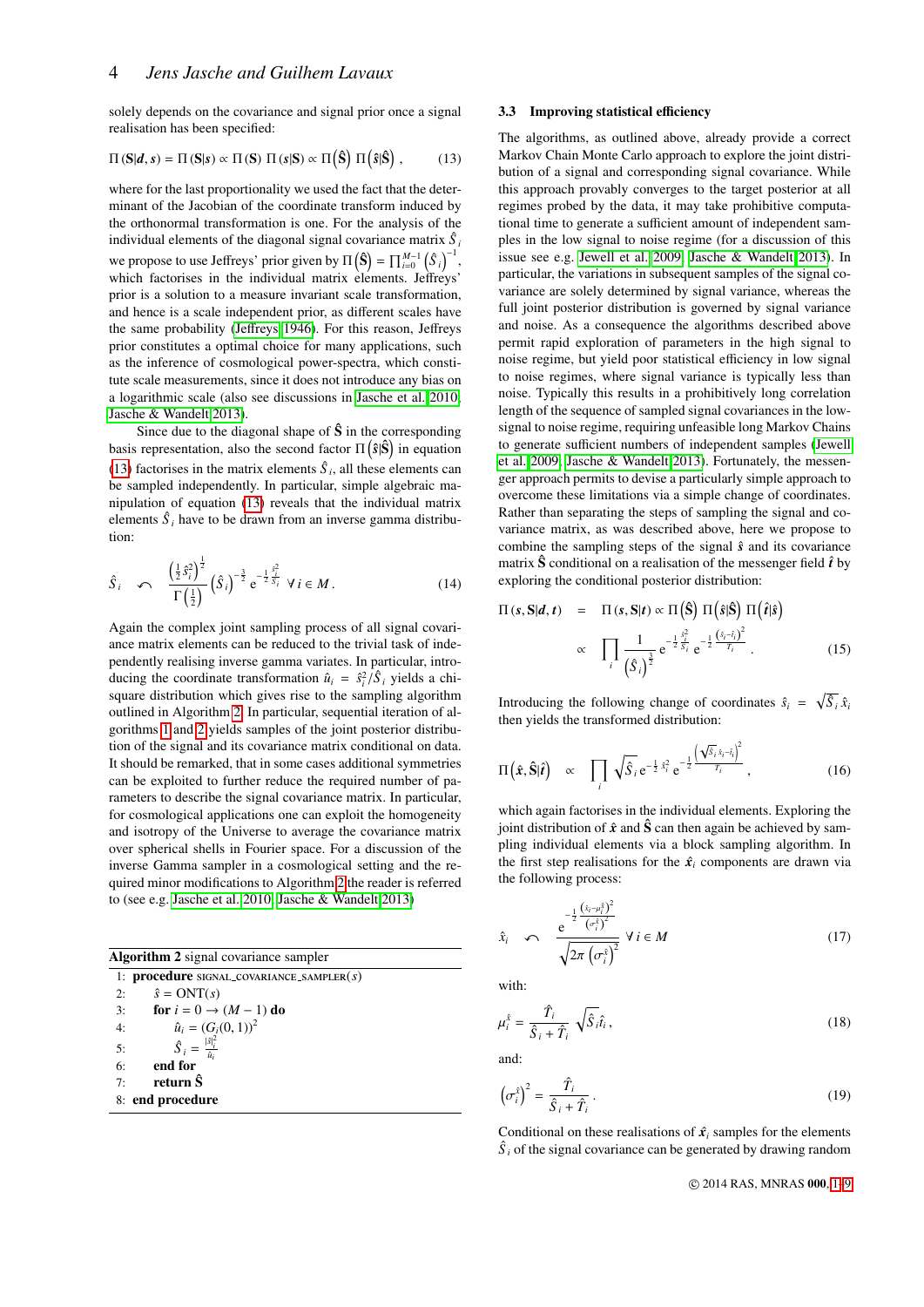solely depends on the covariance and signal prior once a signal realisation has been specified:

$$\Pi(\mathbf{S}|\boldsymbol{d}, \boldsymbol{s}) = \Pi(\mathbf{S}|\boldsymbol{s}) \propto \Pi(\mathbf{S})\, \Pi(\boldsymbol{s}|\mathbf{S}) \propto \Pi\left(\hat{\mathbf{S}}\right)\, \Pi\left(\hat{\boldsymbol{s}}|\hat{\mathbf{S}}\right), \tag{13}$$

where for the last proportionality we used the fact that the determinant of the Jacobian of the coordinate transform induced by the orthonormal transformation is one. For the analysis of the individual elements of the diagonal signal covariance matrix $\hat{S}_i$ we propose to use Jeffreys' prior given by $\Pi\left(\hat{\mathbf{S}}\right) = \prod_{i=0}^{M-1}\left(\hat{S}_i\right)^{-1}$, which factorises in the individual matrix elements. Jeffreys' prior is a solution to a measure invariant scale transformation, and hence is a scale independent prior, as different scales have the same probability (Jeffreys 1946). For this reason, Jeffreys prior constitutes a optimal choice for many applications, such as the inference of cosmological power-spectra, which constitute scale measurements, since it does not introduce any bias on a logarithmic scale (also see discussions in Jasche et al. 2010; Jasche & Wandelt 2013).

Since due to the diagonal shape of $\hat{\mathbf{S}}$ in the corresponding basis representation, also the second factor $\Pi\left(\hat{\boldsymbol{s}}|\hat{\mathbf{S}}\right)$ in equation (13) factorises in the matrix elements $\hat{S}_i$, all these elements can be sampled independently. In particular, simple algebraic manipulation of equation (13) reveals that the individual matrix elements $\hat{S}_i$ have to be drawn from an inverse gamma distribution:

$$\hat{S}_i \;\curvearrowleft\; \frac{\left(\frac{1}{2}\hat{s}_i^2\right)^{\frac{1}{2}}}{\Gamma\left(\frac{1}{2}\right)}\left(\hat{S}_i\right)^{-\frac{3}{2}} \mathrm{e}^{-\frac{1}{2}\frac{\hat{s}_i^2}{\hat{S}_i}} \;\forall\, i \in M\,. \tag{14}$$

Again the complex joint sampling process of all signal covariance matrix elements can be reduced to the trivial task of independently realising inverse gamma variates. In particular, introducing the coordinate transformation $\hat{u}_i = \hat{s}_i^2/\hat{S}_i$ yields a chi-square distribution which gives rise to the sampling algorithm outlined in Algorithm 2. In particular, sequential iteration of algorithms 1 and 2 yields samples of the joint posterior distribution of the signal and its covariance matrix conditional on data. It should be remarked, that in some cases additional symmetries can be exploited to further reduce the required number of parameters to describe the signal covariance matrix. In particular, for cosmological applications one can exploit the homogeneity and isotropy of the Universe to average the covariance matrix over spherical shells in Fourier space. For a discussion of the inverse Gamma sampler in a cosmological setting and the required minor modifications to Algorithm 2 the reader is referred to (see e.g. Jasche et al. 2010; Jasche & Wandelt 2013)

**Algorithm 2** signal covariance sampler

```
1: procedure SIGNAL_COVARIANCE_SAMPLER(s)
2:     ŝ = ONT(s)
3:     for i = 0 → (M − 1) do
4:         û_i = (G_i(0, 1))^2
5:         Ŝ_i = |ŝ_i|^2 / û_i
6:     end for
7:     return Ŝ
8: end procedure
```

### 3.3 Improving statistical efficiency

The algorithms, as outlined above, already provide a correct Markov Chain Monte Carlo approach to explore the joint distribution of a signal and corresponding signal covariance. While this approach provably converges to the target posterior at all regimes probed by the data, it may take prohibitive computational time to generate a sufficient amount of independent samples in the low signal to noise regime (for a discussion of this issue see e.g. Jewell et al. 2009; Jasche & Wandelt 2013). In particular, the variations in subsequent samples of the signal covariance are solely determined by signal variance, whereas the full joint posterior distribution is governed by signal variance and noise. As a consequence the algorithms described above permit rapid exploration of parameters in the high signal to noise regime, but yield poor statistical efficiency in low signal to noise regimes, where signal variance is typically less than noise. Typically this results in a prohibitively long correlation length of the sequence of sampled signal covariances in the low-signal to noise regime, requiring unfeasible long Markov Chains to generate sufficient numbers of independent samples (Jewell et al. 2009; Jasche & Wandelt 2013). Fortunately, the messenger approach permits to devise a particularly simple approach to overcome these limitations via a simple change of coordinates. Rather than separating the steps of sampling the signal and covariance matrix, as was described above, here we propose to combine the sampling steps of the signal $\hat{\boldsymbol{s}}$ and its covariance matrix $\hat{\mathbf{S}}$ conditional on a realisation of the messenger field $\hat{\boldsymbol{t}}$ by exploring the conditional posterior distribution:

$$\begin{aligned}
\Pi(\boldsymbol{s}, \mathbf{S}|\boldsymbol{d}, \boldsymbol{t}) \;&=\; \Pi(\boldsymbol{s}, \mathbf{S}|\boldsymbol{t}) \propto \Pi\left(\hat{\mathbf{S}}\right)\, \Pi\left(\hat{\boldsymbol{s}}|\hat{\mathbf{S}}\right)\, \Pi\left(\hat{\boldsymbol{t}}|\hat{\boldsymbol{s}}\right) \\
&\propto\; \prod_i \frac{1}{\left(\hat{S}_i\right)^{\frac{3}{2}}}\, \mathrm{e}^{-\frac{1}{2}\frac{\hat{s}_i^2}{\hat{S}_i}}\, \mathrm{e}^{-\frac{1}{2}\frac{\left(\hat{s}_i-\hat{t}_i\right)^2}{\hat{T}_i}}\,.
\end{aligned} \tag{15}$$

Introducing the following change of coordinates $\hat{s}_i = \sqrt{\hat{S}_i}\,\hat{x}_i$ then yields the transformed distribution:

$$\Pi\left(\hat{\boldsymbol{x}}, \hat{\mathbf{S}}|\hat{\boldsymbol{t}}\right) \;\propto\; \prod_i \sqrt{\hat{S}_i}\, \mathrm{e}^{-\frac{1}{2}\hat{x}_i^2}\, \mathrm{e}^{-\frac{1}{2}\frac{\left(\sqrt{\hat{S}_i}\,\hat{x}_i-\hat{t}_i\right)^2}{\hat{T}_i}}\,, \tag{16}$$

which again factorises in the individual elements. Exploring the joint distribution of $\hat{\boldsymbol{x}}$ and $\hat{\mathbf{S}}$ can then again be achieved by sampling individual elements via a block sampling algorithm. In the first step realisations for the $\hat{\boldsymbol{x}}_i$ components are drawn via the following process:

$$\hat{x}_i \;\curvearrowleft\; \frac{\mathrm{e}^{-\frac{1}{2}\frac{\left(\hat{x}_i-\mu_i^{\hat{x}}\right)^2}{\left(\sigma_i^{\hat{x}}\right)^2}}}{\sqrt{2\pi\left(\sigma_i^{\hat{x}}\right)^2}} \;\forall\, i \in M \tag{17}$$

with:

$$\mu_i^{\hat{x}} = \frac{\hat{T}_i}{\hat{S}_i + \hat{T}_i}\,\sqrt{\hat{S}_i}\,\hat{t}_i\,, \tag{18}$$

and:

$$\left(\sigma_i^{\hat{x}}\right)^2 = \frac{\hat{T}_i}{\hat{S}_i + \hat{T}_i}\,. \tag{19}$$

Conditional on these realisations of $\hat{\boldsymbol{x}}_i$ samples for the elements $\hat{S}_i$ of the signal covariance can be generated by drawing random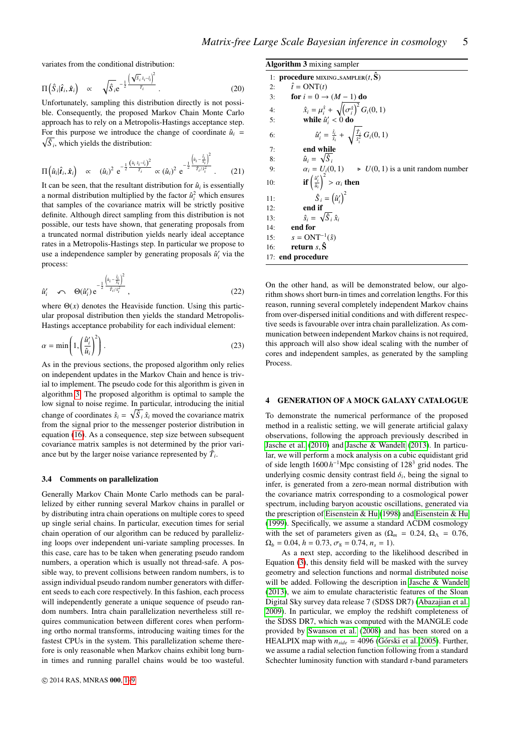variates from the conditional distribution:

$$\Pi\left(\hat{S}_i|\hat{\boldsymbol{t}}_i,\hat{\boldsymbol{x}}_i\right) \quad \propto \quad \sqrt{\hat{S}_i}\,\mathrm{e}^{-\frac{1}{2}\frac{\left(\sqrt{\hat{S}_i}\,\hat{x}_i-\hat{t}_i\right)^2}{\hat{T}_i}} . \tag{20}$$

Unfortunately, sampling this distribution directly is not possible. Consequently, the proposed Markov Chain Monte Carlo approach has to rely on a Metropolis-Hastings acceptance step. For this purpose we introduce the change of coordinate $\hat{u}_i = \sqrt{\hat{S}_i}$, which yields the distribution:

$$\Pi\left(\hat{u}_i|\hat{\boldsymbol{t}}_i,\hat{\boldsymbol{x}}_i\right) \quad \propto \quad (\hat{u}_i)^2\ \mathrm{e}^{-\frac{1}{2}\frac{\left(\hat{u}_i\,\hat{x}_i-\hat{t}_i\right)^2}{\hat{T}_i}} \propto (\hat{u}_i)^2\ \mathrm{e}^{-\frac{1}{2}\frac{\left(\hat{u}_i-\frac{\hat{t}_i}{\hat{x}_i}\right)^2}{\hat{T}_i/\hat{x}_i^2}} . \tag{21}$$

It can be seen, that the resultant distribution for $\hat{u}_i$ is essentially a normal distribution multiplied by the factor $\hat{u}_i^2$ which ensures that samples of the covariance matrix will be strictly positive definite. Although direct sampling from this distribution is not possible, our tests have shown, that generating proposals from a truncated normal distribution yields nearly ideal acceptance rates in a Metropolis-Hastings step. In particular we propose to use a independence sampler by generating proposals $\hat{u}'_i$ via the process:

$$\hat{u}'_i \quad \curvearrowleft \quad \Theta(\hat{u}'_i)\,\mathrm{e}^{-\frac{1}{2}\frac{\left(\hat{u}_i-\frac{\hat{t}_i}{\hat{x}_i}\right)^2}{\hat{T}_i/\hat{x}_i^2}} , \tag{22}$$

where $\Theta(x)$ denotes the Heaviside function. Using this particular proposal distribution then yields the standard Metropolis-Hastings acceptance probability for each individual element:

$$\alpha = \min\left(1, \left(\frac{\hat{u}'_i}{\hat{u}_i}\right)^2\right) . \tag{23}$$

As in the previous sections, the proposed algorithm only relies on independent updates in the Markov Chain and hence is trivial to implement. The pseudo code for this algorithm is given in algorithm 3. The proposed algorithm is optimal to sample the low signal to noise regime. In particular, introducing the initial change of coordinates $\hat{s}_i = \sqrt{\hat{S}_i}\,\hat{x}_i$ moved the covariance matrix from the signal prior to the messenger posterior distribution in equation (16). As a consequence, step size between subsequent covariance matrix samples is not determined by the prior variance but by the larger noise variance represented by $\hat{T}_i$.

**Algorithm 3** mixing sampler

```
1:  procedure MIXING_SAMPLER(t, Ŝ)
2:      t̂ = ONT(t)
3:      for i = 0 → (M − 1) do
4:          x̂_i = μ_i^x̂ + sqrt((σ_i^x̂)^2) G_i(0,1)
5:          while û'_i < 0 do
6:              û'_i = t̂_i/x̂_i + sqrt(T̂_i/x̂_i^2) G_i(0,1)
7:          end while
8:          û_i = sqrt(Ŝ_i)
9:          α_i = U_i(0,1)          ▷ U(0,1) is a unit random number
10:         if (û'_i/û_i)^2 > α_i then
11:             Ŝ_i = (û'_i)^2
12:         end if
13:         ŝ_i = sqrt(Ŝ_i) x̂_i
14:     end for
15:     s = ONT^{-1}(ŝ)
16:     return s, Ŝ
17: end procedure
```

### 3.4 Comments on parallelization

Generally Markov Chain Monte Carlo methods can be parallelized by either running several Markov chains in parallel or by distributing intra chain operations on multiple cores to speed up single serial chains. In particular, execution times for serial chain operation of our algorithm can be reduced by parallelizing loops over independent uni-variate sampling processes. In this case, care has to be taken when generating pseudo random numbers, a operation which is usually not thread-safe. A possible way, to prevent collisions between random numbers, is to assign individual pseudo random number generators with different seeds to each core respectively. In this fashion, each process will independently generate a unique sequence of pseudo random numbers. Intra chain parallelization nevertheless still requires communication between different cores when performing ortho normal transforms, introducing waiting times for the fastest CPUs in the system. This parallelization scheme therefore is only reasonable when Markov chains exhibit long burn-in times and running parallel chains would be too wasteful. On the other hand, as will be demonstrated below, our algorithm shows short burn-in times and correlation lengths. For this reason, running several completely independent Markov chains from over-dispersed initial conditions and with different respective seeds is favourable over intra chain parallelization. As communication between independent Markov chains is not required, this approach will also show ideal scaling with the number of cores and independent samples, as generated by the sampling Process.

## 4 GENERATION OF A MOCK GALAXY CATALOGUE

To demonstrate the numerical performance of the proposed method in a realistic setting, we will generate artificial galaxy observations, following the approach previously described in Jasche et al. (2010) and Jasche & Wandelt (2013). In particular, we will perform a mock analysis on a cubic equidistant grid of side length $1600\,h^{-1}$Mpc consisting of $128^3$ grid nodes. The underlying cosmic density contrast field $\delta_i$, being the signal to infer, is generated from a zero-mean normal distribution with the covariance matrix corresponding to a cosmological power spectrum, including baryon acoustic oscillations, generated via the prescription of Eisenstein & Hu (1998) and Eisenstein & Hu (1999). Specifically, we assume a standard $\Lambda$CDM cosmology with the set of parameters given as ($\Omega_m = 0.24$, $\Omega_\Lambda = 0.76$, $\Omega_b = 0.04$, $h = 0.73$, $\sigma_8 = 0.74$, $n_s = 1$).

As a next step, according to the likelihood described in Equation (3), this density field will be masked with the survey geometry and selection functions and normal distributed noise will be added. Following the description in Jasche & Wandelt (2013), we aim to emulate characteristic features of the Sloan Digital Sky survey data release 7 (SDSS DR7) (Abazajian et al. 2009). In particular, we employ the redshift completeness of the SDSS DR7, which was computed with the MANGLE code provided by Swanson et al. (2008) and has been stored on a HEALPIX map with $n_{side} = 4096$ (Górski et al. 2005). Further, we assume a radial selection function following from a standard Schechter luminosity function with standard r-band parameters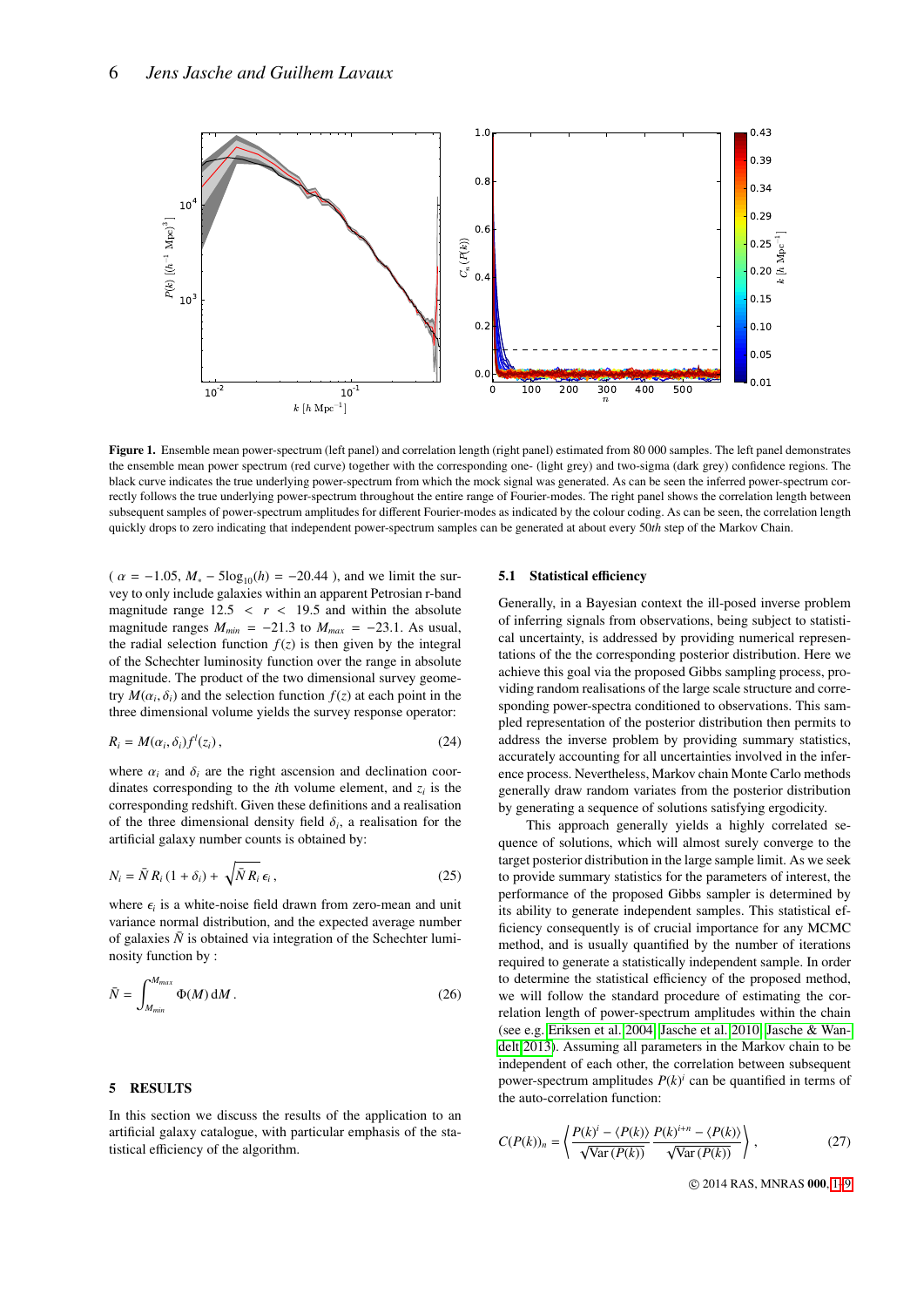**Figure 1.** Ensemble mean power-spectrum (left panel) and correlation length (right panel) estimated from 80 000 samples. The left panel demonstrates the ensemble mean power spectrum (red curve) together with the corresponding one- (light grey) and two-sigma (dark grey) confidence regions. The black curve indicates the true underlying power-spectrum from which the mock signal was generated. As can be seen the inferred power-spectrum correctly follows the true underlying power-spectrum throughout the entire range of Fourier-modes. The right panel shows the correlation length between subsequent samples of power-spectrum amplitudes for different Fourier-modes as indicated by the colour coding. As can be seen, the correlation length quickly drops to zero indicating that independent power-spectrum samples can be generated at about every 50*th* step of the Markov Chain.

( $\alpha = -1.05$, $M_* - 5\log_{10}(h) = -20.44$ ), and we limit the survey to only include galaxies within an apparent Petrosian r-band magnitude range $12.5 < r < 19.5$ and within the absolute magnitude ranges $M_{min} = -21.3$ to $M_{max} = -23.1$. As usual, the radial selection function $f(z)$ is then given by the integral of the Schechter luminosity function over the range in absolute magnitude. The product of the two dimensional survey geometry $M(\alpha_i, \delta_i)$ and the selection function $f(z)$ at each point in the three dimensional volume yields the survey response operator:

$$R_i = M(\alpha_i, \delta_i) f^l(z_i) \,, \tag{24}$$

where $\alpha_i$ and $\delta_i$ are the right ascension and declination coordinates corresponding to the $i$th volume element, and $z_i$ is the corresponding redshift. Given these definitions and a realisation of the three dimensional density field $\delta_i$, a realisation for the artificial galaxy number counts is obtained by:

$$N_i = \bar{N} R_i (1 + \delta_i) + \sqrt{\bar{N} R_i}\, \epsilon_i \,, \tag{25}$$

where $\epsilon_i$ is a white-noise field drawn from zero-mean and unit variance normal distribution, and the expected average number of galaxies $\bar{N}$ is obtained via integration of the Schechter luminosity function by :

$$\bar{N} = \int_{M_{min}}^{M_{max}} \Phi(M)\, \mathrm{d}M \,. \tag{26}$$

## 5 RESULTS

In this section we discuss the results of the application to an artificial galaxy catalogue, with particular emphasis of the statistical efficiency of the algorithm.

### 5.1 Statistical efficiency

Generally, in a Bayesian context the ill-posed inverse problem of inferring signals from observations, being subject to statistical uncertainty, is addressed by providing numerical representations of the the corresponding posterior distribution. Here we achieve this goal via the proposed Gibbs sampling process, providing random realisations of the large scale structure and corresponding power-spectra conditioned to observations. This sampled representation of the posterior distribution then permits to address the inverse problem by providing summary statistics, accurately accounting for all uncertainties involved in the inference process. Nevertheless, Markov chain Monte Carlo methods generally draw random variates from the posterior distribution by generating a sequence of solutions satisfying ergodicity.

This approach generally yields a highly correlated sequence of solutions, which will almost surely converge to the target posterior distribution in the large sample limit. As we seek to provide summary statistics for the parameters of interest, the performance of the proposed Gibbs sampler is determined by its ability to generate independent samples. This statistical efficiency consequently is of crucial importance for any MCMC method, and is usually quantified by the number of iterations required to generate a statistically independent sample. In order to determine the statistical efficiency of the proposed method, we will follow the standard procedure of estimating the correlation length of power-spectrum amplitudes within the chain (see e.g. Eriksen et al. 2004; Jasche et al. 2010; Jasche & Wandelt 2013). Assuming all parameters in the Markov chain to be independent of each other, the correlation between subsequent power-spectrum amplitudes $P(k)^i$ can be quantified in terms of the auto-correlation function:

$$C(P(k))_n = \left\langle \frac{P(k)^i - \langle P(k)\rangle}{\sqrt{\mathrm{Var}\,(P(k))}} \frac{P(k)^{i+n} - \langle P(k)\rangle}{\sqrt{\mathrm{Var}\,(P(k))}} \right\rangle , \tag{27}$$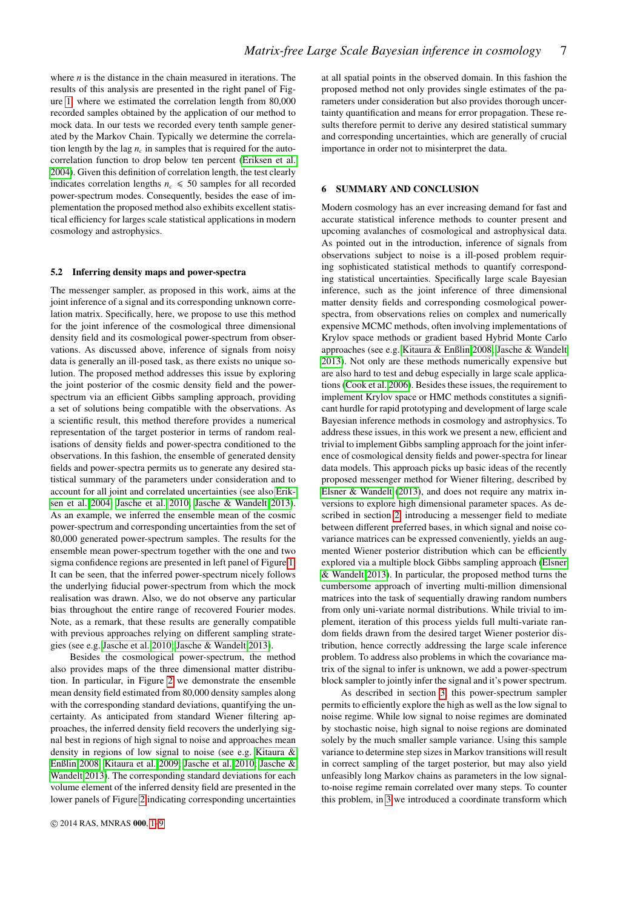where $n$ is the distance in the chain measured in iterations. The results of this analysis are presented in the right panel of Figure 1, where we estimated the correlation length from 80,000 recorded samples obtained by the application of our method to mock data. In our tests we recorded every tenth sample generated by the Markov Chain. Typically we determine the correlation length by the lag $n_c$ in samples that is required for the autocorrelation function to drop below ten percent (Eriksen et al. 2004). Given this definition of correlation length, the test clearly indicates correlation lengths $n_c \leqslant 50$ samples for all recorded power-spectrum modes. Consequently, besides the ease of implementation the proposed method also exhibits excellent statistical efficiency for larges scale statistical applications in modern cosmology and astrophysics.

### 5.2 Inferring density maps and power-spectra

The messenger sampler, as proposed in this work, aims at the joint inference of a signal and its corresponding unknown correlation matrix. Specifically, here, we propose to use this method for the joint inference of the cosmological three dimensional density field and its cosmological power-spectrum from observations. As discussed above, inference of signals from noisy data is generally an ill-posed task, as there exists no unique solution. The proposed method addresses this issue by exploring the joint posterior of the cosmic density field and the power-spectrum via an efficient Gibbs sampling approach, providing a set of solutions being compatible with the observations. As a scientific result, this method therefore provides a numerical representation of the target posterior in terms of random realisations of density fields and power-spectra conditioned to the observations. In this fashion, the ensemble of generated density fields and power-spectra permits us to generate any desired statistical summary of the parameters under consideration and to account for all joint and correlated uncertainties (see also Eriksen et al. 2004; Jasche et al. 2010; Jasche & Wandelt 2013). As an example, we inferred the ensemble mean of the cosmic power-spectrum and corresponding uncertainties from the set of 80,000 generated power-spectrum samples. The results for the ensemble mean power-spectrum together with the one and two sigma confidence regions are presented in left panel of Figure 1. It can be seen, that the inferred power-spectrum nicely follows the underlying fiducial power-spectrum from which the mock realisation was drawn. Also, we do not observe any particular bias throughout the entire range of recovered Fourier modes. Note, as a remark, that these results are generally compatible with previous approaches relying on different sampling strategies (see e.g. Jasche et al. 2010; Jasche & Wandelt 2013).

Besides the cosmological power-spectrum, the method also provides maps of the three dimensional matter distribution. In particular, in Figure 2 we demonstrate the ensemble mean density field estimated from 80,000 density samples along with the corresponding standard deviations, quantifying the uncertainty. As anticipated from standard Wiener filtering approaches, the inferred density field recovers the underlying signal best in regions of high signal to noise and approaches mean density in regions of low signal to noise (see e.g. Kitaura & Enßlin 2008; Kitaura et al. 2009; Jasche et al. 2010; Jasche & Wandelt 2013). The corresponding standard deviations for each volume element of the inferred density field are presented in the lower panels of Figure 2 indicating corresponding uncertainties at all spatial points in the observed domain. In this fashion the proposed method not only provides single estimates of the parameters under consideration but also provides thorough uncertainty quantification and means for error propagation. These results therefore permit to derive any desired statistical summary and corresponding uncertainties, which are generally of crucial importance in order not to misinterpret the data.

## 6 SUMMARY AND CONCLUSION

Modern cosmology has an ever increasing demand for fast and accurate statistical inference methods to counter present and upcoming avalanches of cosmological and astrophysical data. As pointed out in the introduction, inference of signals from observations subject to noise is a ill-posed problem requiring sophisticated statistical methods to quantify corresponding statistical uncertainties. Specifically large scale Bayesian inference, such as the joint inference of three dimensional matter density fields and corresponding cosmological power-spectra, from observations relies on complex and numerically expensive MCMC methods, often involving implementations of Krylov space methods or gradient based Hybrid Monte Carlo approaches (see e.g. Kitaura & Enßlin 2008; Jasche & Wandelt 2013). Not only are these methods numerically expensive but are also hard to test and debug especially in large scale applications (Cook et al. 2006). Besides these issues, the requirement to implement Krylov space or HMC methods constitutes a significant hurdle for rapid prototyping and development of large scale Bayesian inference methods in cosmology and astrophysics. To address these issues, in this work we present a new, efficient and trivial to implement Gibbs sampling approach for the joint inference of cosmological density fields and power-spectra for linear data models. This approach picks up basic ideas of the recently proposed messenger method for Wiener filtering, described by Elsner & Wandelt (2013), and does not require any matrix inversions to explore high dimensional parameter spaces. As described in section 2, introducing a messenger field to mediate between different preferred bases, in which signal and noise covariance matrices can be expressed conveniently, yields an augmented Wiener posterior distribution which can be efficiently explored via a multiple block Gibbs sampling approach (Elsner & Wandelt 2013). In particular, the proposed method turns the cumbersome approach of inverting multi-million dimensional matrices into the task of sequentially drawing random numbers from only uni-variate normal distributions. While trivial to implement, iteration of this process yields full multi-variate random fields drawn from the desired target Wiener posterior distribution, hence correctly addressing the large scale inference problem. To address also problems in which the covariance matrix of the signal to infer is unknown, we add a power-spectrum block sampler to jointly infer the signal and it's power spectrum.

As described in section 3, this power-spectrum sampler permits to efficiently explore the high as well as the low signal to noise regime. While low signal to noise regimes are dominated by stochastic noise, high signal to noise regions are dominated solely by the much smaller sample variance. Using this sample variance to determine step sizes in Markov transitions will result in correct sampling of the target posterior, but may also yield unfeasibly long Markov chains as parameters in the low signal-to-noise regime remain correlated over many steps. To counter this problem, in 3 we introduced a coordinate transform which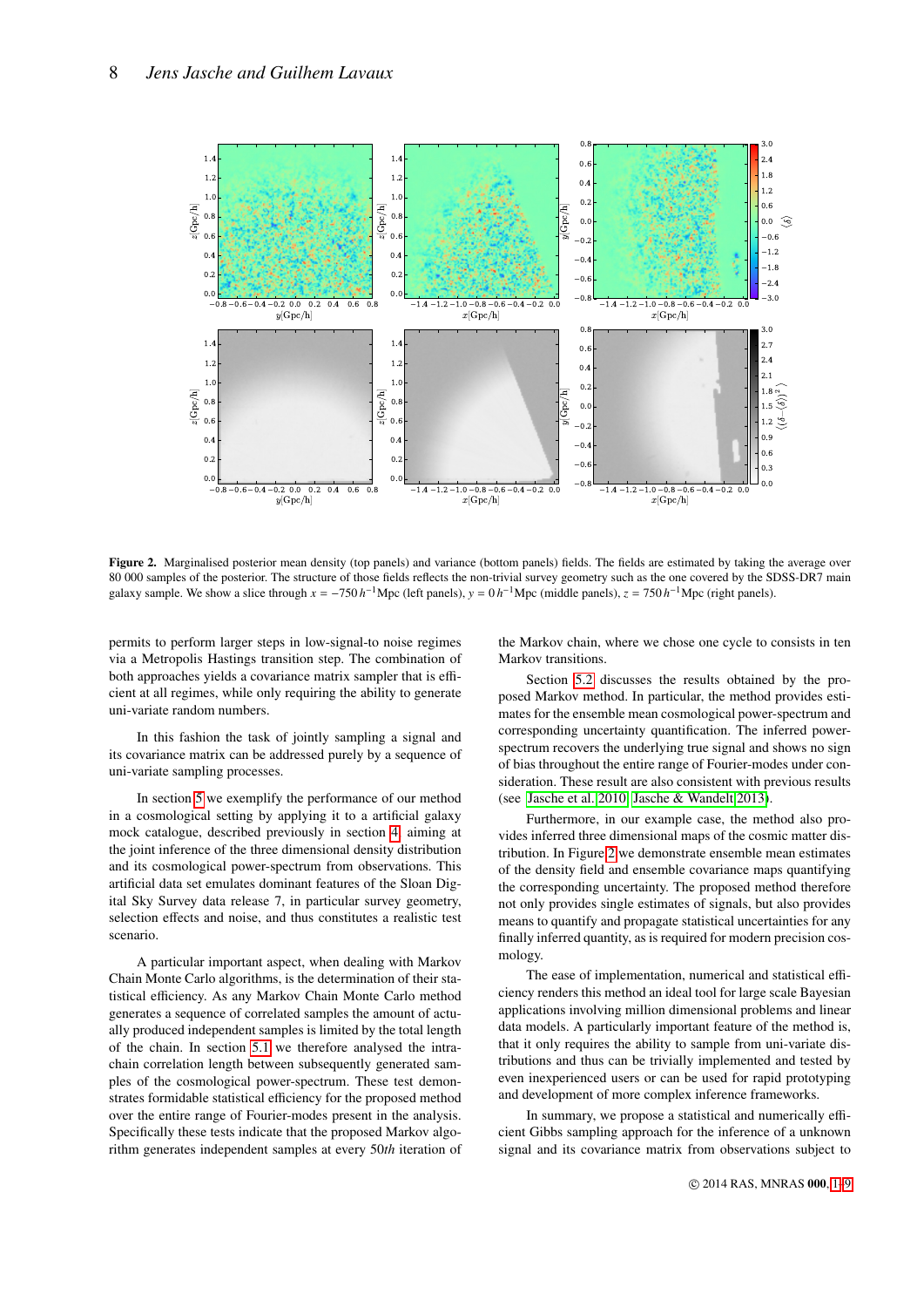**Figure 2.** Marginalised posterior mean density (top panels) and variance (bottom panels) fields. The fields are estimated by taking the average over 80 000 samples of the posterior. The structure of those fields reflects the non-trivial survey geometry such as the one covered by the SDSS-DR7 main galaxy sample. We show a slice through $x = -750\,h^{-1}$Mpc (left panels), $y = 0\,h^{-1}$Mpc (middle panels), $z = 750\,h^{-1}$Mpc (right panels).

permits to perform larger steps in low-signal-to noise regimes via a Metropolis Hastings transition step. The combination of both approaches yields a covariance matrix sampler that is efficient at all regimes, while only requiring the ability to generate uni-variate random numbers.

In this fashion the task of jointly sampling a signal and its covariance matrix can be addressed purely by a sequence of uni-variate sampling processes.

In section 5 we exemplify the performance of our method in a cosmological setting by applying it to a artificial galaxy mock catalogue, described previously in section 4, aiming at the joint inference of the three dimensional density distribution and its cosmological power-spectrum from observations. This artificial data set emulates dominant features of the Sloan Digital Sky Survey data release 7, in particular survey geometry, selection effects and noise, and thus constitutes a realistic test scenario.

A particular important aspect, when dealing with Markov Chain Monte Carlo algorithms, is the determination of their statistical efficiency. As any Markov Chain Monte Carlo method generates a sequence of correlated samples the amount of actually produced independent samples is limited by the total length of the chain. In section 5.1 we therefore analysed the intra-chain correlation length between subsequently generated samples of the cosmological power-spectrum. These tests demonstrates formidable statistical efficiency for the proposed method over the entire range of Fourier-modes present in the analysis. Specifically these tests indicate that the proposed Markov algorithm generates independent samples at every 50*th* iteration of the Markov chain, where we chose one cycle to consists in ten Markov transitions.

Section 5.2 discusses the results obtained by the proposed Markov method. In particular, the method provides estimates for the ensemble mean cosmological power-spectrum and corresponding uncertainty quantification. The inferred power-spectrum recovers the underlying true signal and shows no sign of bias throughout the entire range of Fourier-modes under consideration. These result are also consistent with previous results (see Jasche et al. 2010; Jasche & Wandelt 2013).

Furthermore, in our example case, the method also provides inferred three dimensional maps of the cosmic matter distribution. In Figure 2 we demonstrate ensemble mean estimates of the density field and ensemble covariance maps quantifying the corresponding uncertainty. The proposed method therefore not only provides single estimates of signals, but also provides means to quantify and propagate statistical uncertainties for any finally inferred quantity, as is required for modern precision cosmology.

The ease of implementation, numerical and statistical efficiency renders this method an ideal tool for large scale Bayesian applications involving million dimensional problems and linear data models. A particularly important feature of the method is, that it only requires the ability to sample from uni-variate distributions and thus can be trivially implemented and tested by even inexperienced users or can be used for rapid prototyping and development of more complex inference frameworks.

In summary, we propose a statistical and numerically efficient Gibbs sampling approach for the inference of a unknown signal and its covariance matrix from observations subject to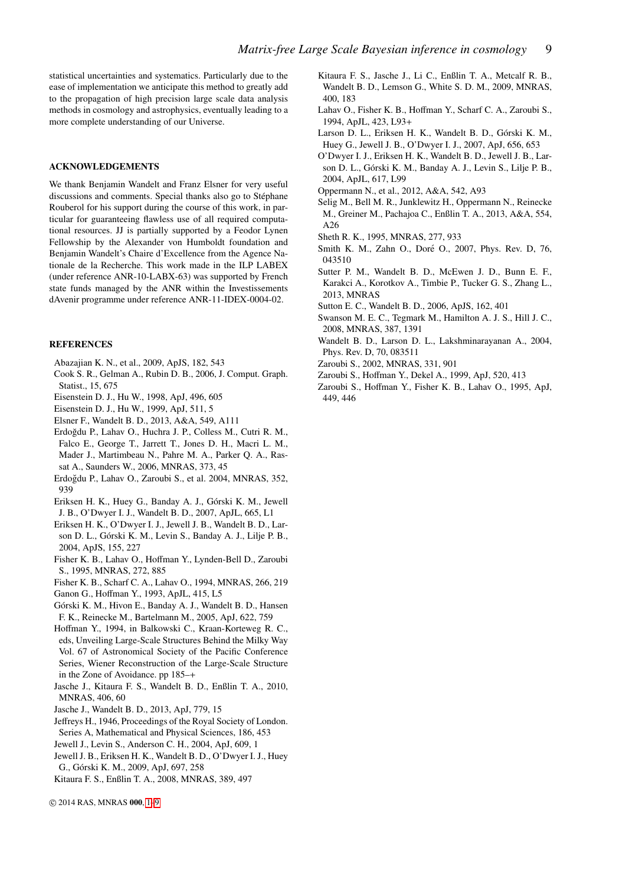statistical uncertainties and systematics. Particularly due to the ease of implementation we anticipate this method to greatly add to the propagation of high precision large scale data analysis methods in cosmology and astrophysics, eventually leading to a more complete understanding of our Universe.

## ACKNOWLEDGEMENTS

We thank Benjamin Wandelt and Franz Elsner for very useful discussions and comments. Special thanks also go to Stéphane Rouberol for his support during the course of this work, in particular for guaranteeing flawless use of all required computational resources. JJ is partially supported by a Feodor Lynen Fellowship by the Alexander von Humboldt foundation and Benjamin Wandelt's Chaire d'Excellence from the Agence Nationale de la Recherche. This work made in the ILP LABEX (under reference ANR-10-LABX-63) was supported by French state funds managed by the ANR within the Investissements dAvenir programme under reference ANR-11-IDEX-0004-02.

## REFERENCES

Abazajian K. N., et al., 2009, ApJS, 182, 543
Cook S. R., Gelman A., Rubin D. B., 2006, J. Comput. Graph. Statist., 15, 675
Eisenstein D. J., Hu W., 1998, ApJ, 496, 605
Eisenstein D. J., Hu W., 1999, ApJ, 511, 5
Elsner F., Wandelt B. D., 2013, A&A, 549, A111
Erdoğdu P., Lahav O., Huchra J. P., Colless M., Cutri R. M., Falco E., George T., Jarrett T., Jones D. H., Macri L. M., Mader J., Martimbeau N., Pahre M. A., Parker Q. A., Rassat A., Saunders W., 2006, MNRAS, 373, 45
Erdoğdu P., Lahav O., Zaroubi S., et al. 2004, MNRAS, 352, 939
Eriksen H. K., Huey G., Banday A. J., Górski K. M., Jewell J. B., O'Dwyer I. J., Wandelt B. D., 2007, ApJL, 665, L1
Eriksen H. K., O'Dwyer I. J., Jewell J. B., Wandelt B. D., Larson D. L., Górski K. M., Levin S., Banday A. J., Lilje P. B., 2004, ApJS, 155, 227
Fisher K. B., Lahav O., Hoffman Y., Lynden-Bell D., Zaroubi S., 1995, MNRAS, 272, 885
Fisher K. B., Scharf C. A., Lahav O., 1994, MNRAS, 266, 219
Ganon G., Hoffman Y., 1993, ApJL, 415, L5
Górski K. M., Hivon E., Banday A. J., Wandelt B. D., Hansen F. K., Reinecke M., Bartelmann M., 2005, ApJ, 622, 759
Hoffman Y., 1994, in Balkowski C., Kraan-Korteweg R. C., eds, Unveiling Large-Scale Structures Behind the Milky Way Vol. 67 of Astronomical Society of the Pacific Conference Series, Wiener Reconstruction of the Large-Scale Structure in the Zone of Avoidance. pp 185–+
Jasche J., Kitaura F. S., Wandelt B. D., Enßlin T. A., 2010, MNRAS, 406, 60
Jasche J., Wandelt B. D., 2013, ApJ, 779, 15
Jeffreys H., 1946, Proceedings of the Royal Society of London. Series A, Mathematical and Physical Sciences, 186, 453
Jewell J., Levin S., Anderson C. H., 2004, ApJ, 609, 1
Jewell J. B., Eriksen H. K., Wandelt B. D., O'Dwyer I. J., Huey G., Górski K. M., 2009, ApJ, 697, 258
Kitaura F. S., Enßlin T. A., 2008, MNRAS, 389, 497
Kitaura F. S., Jasche J., Li C., Enßlin T. A., Metcalf R. B., Wandelt B. D., Lemson G., White S. D. M., 2009, MNRAS, 400, 183
Lahav O., Fisher K. B., Hoffman Y., Scharf C. A., Zaroubi S., 1994, ApJL, 423, L93+
Larson D. L., Eriksen H. K., Wandelt B. D., Górski K. M., Huey G., Jewell J. B., O'Dwyer I. J., 2007, ApJ, 656, 653
O'Dwyer I. J., Eriksen H. K., Wandelt B. D., Jewell J. B., Larson D. L., Górski K. M., Banday A. J., Levin S., Lilje P. B., 2004, ApJL, 617, L99
Oppermann N., et al., 2012, A&A, 542, A93
Selig M., Bell M. R., Junklewitz H., Oppermann N., Reinecke M., Greiner M., Pachajoa C., Enßlin T. A., 2013, A&A, 554, A26
Sheth R. K., 1995, MNRAS, 277, 933
Smith K. M., Zahn O., Doré O., 2007, Phys. Rev. D, 76, 043510
Sutter P. M., Wandelt B. D., McEwen J. D., Bunn E. F., Karakci A., Korotkov A., Timbie P., Tucker G. S., Zhang L., 2013, MNRAS
Sutton E. C., Wandelt B. D., 2006, ApJS, 162, 401
Swanson M. E. C., Tegmark M., Hamilton A. J. S., Hill J. C., 2008, MNRAS, 387, 1391
Wandelt B. D., Larson D. L., Lakshminarayanan A., 2004, Phys. Rev. D, 70, 083511
Zaroubi S., 2002, MNRAS, 331, 901
Zaroubi S., Hoffman Y., Dekel A., 1999, ApJ, 520, 413
Zaroubi S., Hoffman Y., Fisher K. B., Lahav O., 1995, ApJ, 449, 446